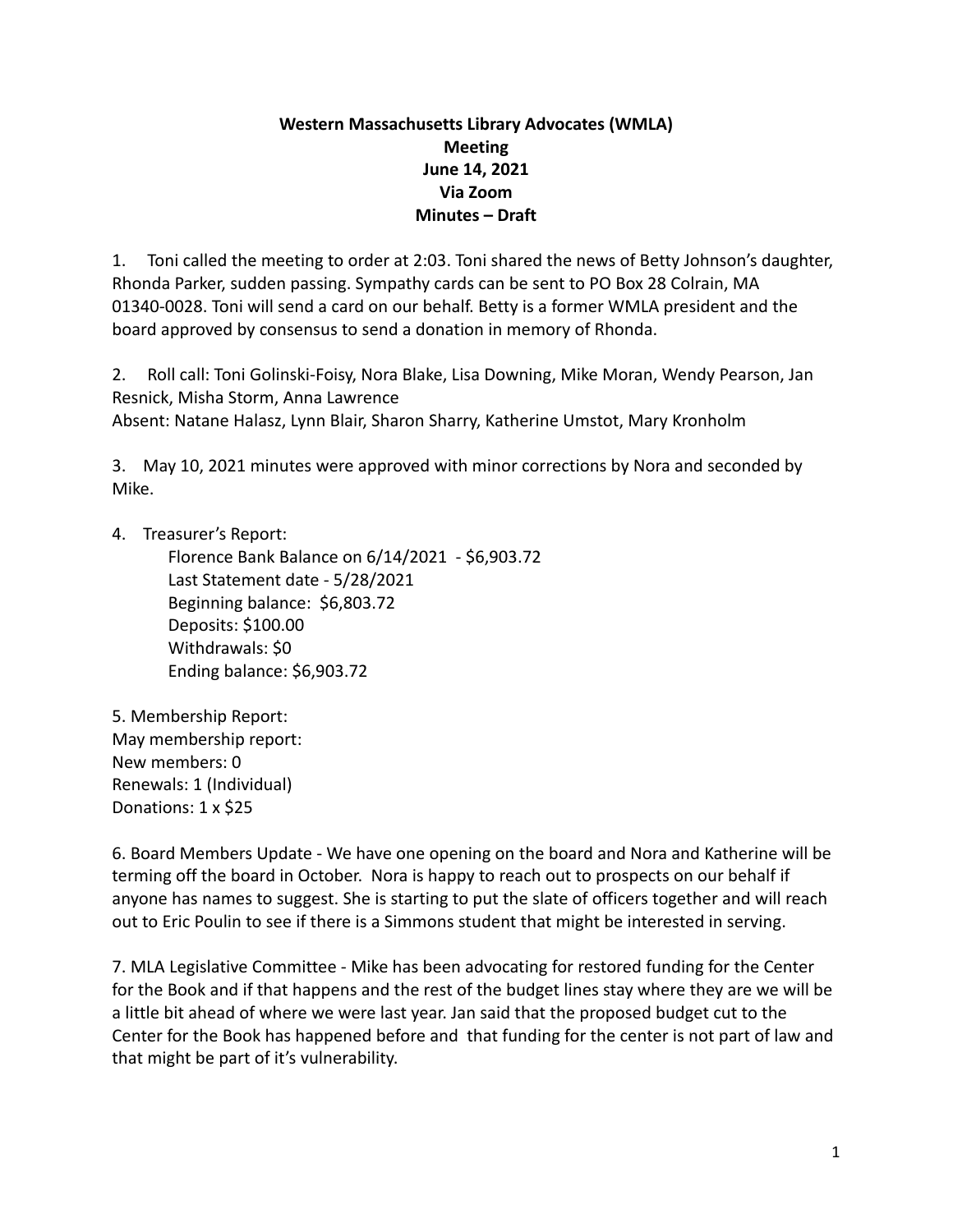# Western Massachusetts Library Advocates (WMLA)

## Meeting

## June 14, 2021

## Via Zoom

## Minutes – Draft

1. Toni called the meeting to order at 2:03. Toni shared the news of Betty Johnson's daughter, Rhonda Parker, sudden passing. Sympathy cards can be sent to PO Box 28 Colrain, MA 01340-0028. Toni will send a card on our behalf. Betty is a former WMLA president and the board approved by consensus to send a donation in memory of Rhonda.

2. Roll call: Toni Golinski-Foisy, Nora Blake, Lisa Downing, Mike Moran, Wendy Pearson, Jan Resnick, Misha Storm, Anna Lawrence
Absent: Natane Halasz, Lynn Blair, Sharon Sharry, Katherine Umstot, Mary Kronholm

3. May 10, 2021 minutes were approved with minor corrections by Nora and seconded by Mike.

4. Treasurer's Report:
   Florence Bank Balance on 6/14/2021 - $6,903.72
   Last Statement date - 5/28/2021
   Beginning balance: $6,803.72
   Deposits: $100.00
   Withdrawals: $0
   Ending balance: $6,903.72

5. Membership Report:
May membership report:
New members: 0
Renewals: 1 (Individual)
Donations: 1 x $25

6. Board Members Update - We have one opening on the board and Nora and Katherine will be terming off the board in October. Nora is happy to reach out to prospects on our behalf if anyone has names to suggest. She is starting to put the slate of officers together and will reach out to Eric Poulin to see if there is a Simmons student that might be interested in serving.

7. MLA Legislative Committee - Mike has been advocating for restored funding for the Center for the Book and if that happens and the rest of the budget lines stay where they are we will be a little bit ahead of where we were last year. Jan said that the proposed budget cut to the Center for the Book has happened before and that funding for the center is not part of law and that might be part of it's vulnerability.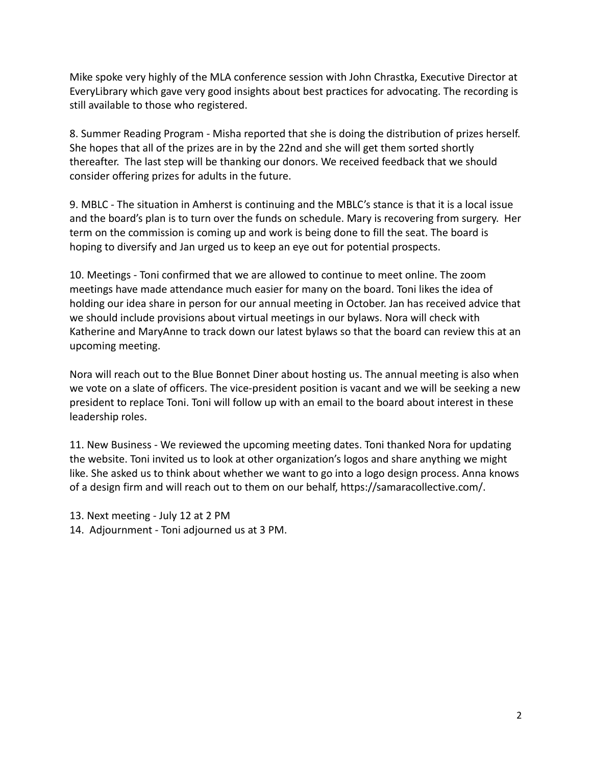Mike spoke very highly of the MLA conference session with John Chrastka, Executive Director at EveryLibrary which gave very good insights about best practices for advocating. The recording is still available to those who registered.

8. Summer Reading Program - Misha reported that she is doing the distribution of prizes herself. She hopes that all of the prizes are in by the 22nd and she will get them sorted shortly thereafter. The last step will be thanking our donors. We received feedback that we should consider offering prizes for adults in the future.

9. MBLC - The situation in Amherst is continuing and the MBLC's stance is that it is a local issue and the board's plan is to turn over the funds on schedule. Mary is recovering from surgery. Her term on the commission is coming up and work is being done to fill the seat. The board is hoping to diversify and Jan urged us to keep an eye out for potential prospects.

10. Meetings - Toni confirmed that we are allowed to continue to meet online. The zoom meetings have made attendance much easier for many on the board. Toni likes the idea of holding our idea share in person for our annual meeting in October. Jan has received advice that we should include provisions about virtual meetings in our bylaws. Nora will check with Katherine and MaryAnne to track down our latest bylaws so that the board can review this at an upcoming meeting.

Nora will reach out to the Blue Bonnet Diner about hosting us. The annual meeting is also when we vote on a slate of officers. The vice-president position is vacant and we will be seeking a new president to replace Toni. Toni will follow up with an email to the board about interest in these leadership roles.

11. New Business - We reviewed the upcoming meeting dates. Toni thanked Nora for updating the website. Toni invited us to look at other organization's logos and share anything we might like. She asked us to think about whether we want to go into a logo design process. Anna knows of a design firm and will reach out to them on our behalf, https://samaracollective.com/.

13. Next meeting - July 12 at 2 PM
14. Adjournment - Toni adjourned us at 3 PM.